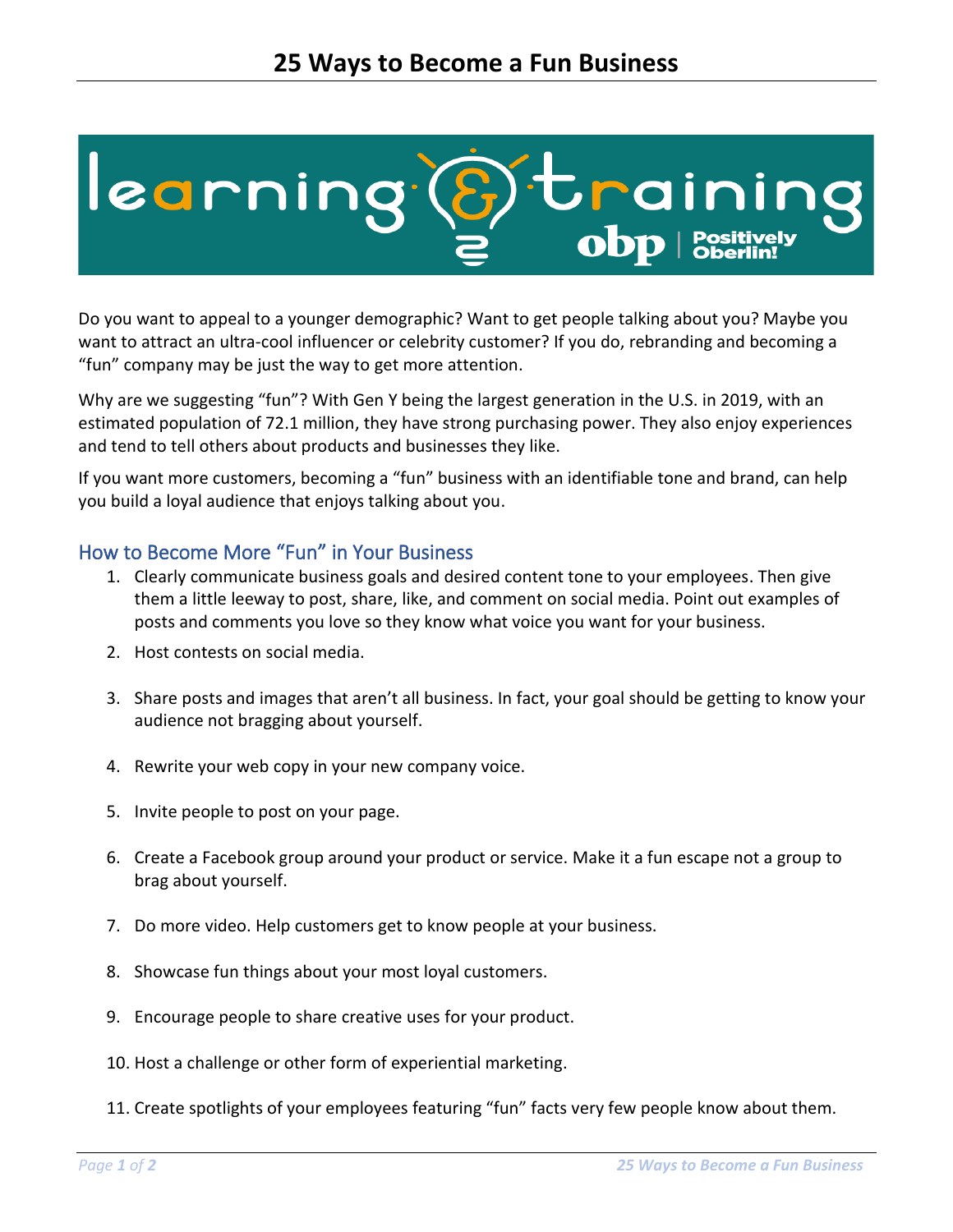# 25 Ways to Become a Fun Business

Do you want to appeal to a younger demographic? Want to get people talking about you? Maybe you want to attract an ultra-cool influencer or celebrity customer? If you do, rebranding and becoming a "fun" company may be just the way to get more attention.

Why are we suggesting "fun"? With Gen Y being the largest generation in the U.S. in 2019, with an estimated population of 72.1 million, they have strong purchasing power. They also enjoy experiences and tend to tell others about products and businesses they like.

If you want more customers, becoming a "fun" business with an identifiable tone and brand, can help you build a loyal audience that enjoys talking about you.

## How to Become More "Fun" in Your Business

1. Clearly communicate business goals and desired content tone to your employees. Then give them a little leeway to post, share, like, and comment on social media. Point out examples of posts and comments you love so they know what voice you want for your business.
2. Host contests on social media.
3. Share posts and images that aren't all business. In fact, your goal should be getting to know your audience not bragging about yourself.
4. Rewrite your web copy in your new company voice.
5. Invite people to post on your page.
6. Create a Facebook group around your product or service. Make it a fun escape not a group to brag about yourself.
7. Do more video. Help customers get to know people at your business.
8. Showcase fun things about your most loyal customers.
9. Encourage people to share creative uses for your product.
10. Host a challenge or other form of experiential marketing.
11. Create spotlights of your employees featuring "fun" facts very few people know about them.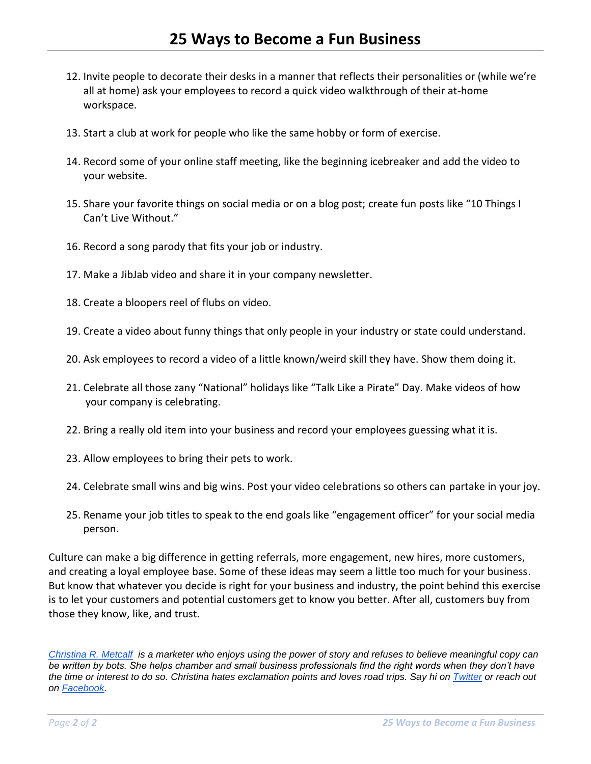12. Invite people to decorate their desks in a manner that reflects their personalities or (while we're all at home) ask your employees to record a quick video walkthrough of their at-home workspace.

13. Start a club at work for people who like the same hobby or form of exercise.

14. Record some of your online staff meeting, like the beginning icebreaker and add the video to your website.

15. Share your favorite things on social media or on a blog post; create fun posts like "10 Things I Can't Live Without."

16. Record a song parody that fits your job or industry.

17. Make a JibJab video and share it in your company newsletter.

18. Create a bloopers reel of flubs on video.

19. Create a video about funny things that only people in your industry or state could understand.

20. Ask employees to record a video of a little known/weird skill they have. Show them doing it.

21. Celebrate all those zany "National" holidays like "Talk Like a Pirate" Day. Make videos of how your company is celebrating.

22. Bring a really old item into your business and record your employees guessing what it is.

23. Allow employees to bring their pets to work.

24. Celebrate small wins and big wins. Post your video celebrations so others can partake in your joy.

25. Rename your job titles to speak to the end goals like "engagement officer" for your social media person.

Culture can make a big difference in getting referrals, more engagement, new hires, more customers, and creating a loyal employee base. Some of these ideas may seem a little too much for your business. But know that whatever you decide is right for your business and industry, the point behind this exercise is to let your customers and potential customers get to know you better. After all, customers buy from those they know, like, and trust.

*Christina R. Metcalf is a marketer who enjoys using the power of story and refuses to believe meaningful copy can be written by bots. She helps chamber and small business professionals find the right words when they don't have the time or interest to do so. Christina hates exclamation points and loves road trips. Say hi on Twitter or reach out on Facebook.*